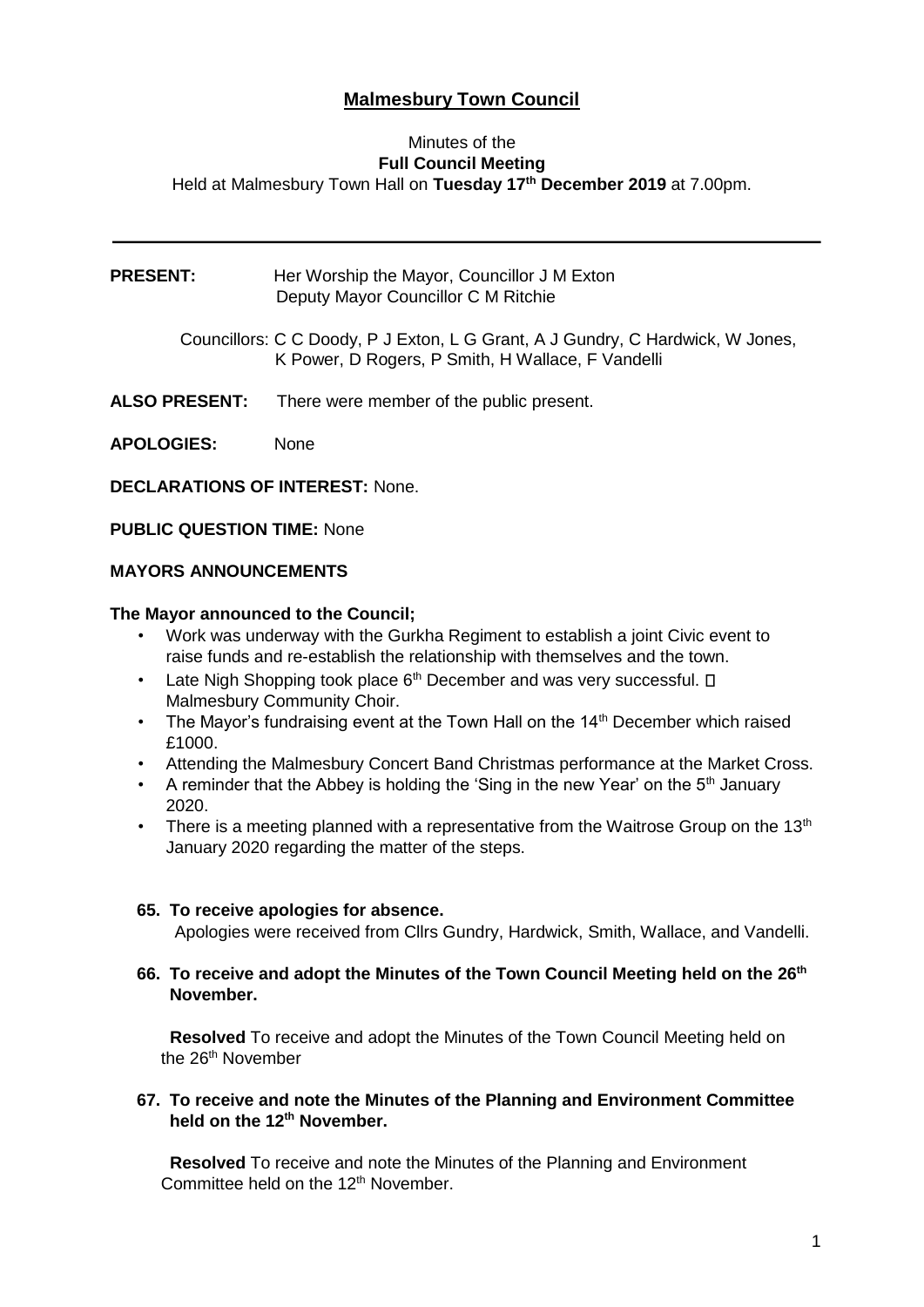# Malmesbury Town Council

Minutes of the
**Full Council Meeting**
Held at Malmesbury Town Hall on **Tuesday 17th December 2019** at 7.00pm.

---

**PRESENT:** Her Worship the Mayor, Councillor J M Exton
Deputy Mayor Councillor C M Ritchie

Councillors: C C Doody, P J Exton, L G Grant, A J Gundry, C Hardwick, W Jones, K Power, D Rogers, P Smith, H Wallace, F Vandelli

**ALSO PRESENT:** There were member of the public present.

**APOLOGIES:** None

**DECLARATIONS OF INTEREST:** None.

**PUBLIC QUESTION TIME:** None

**MAYORS ANNOUNCEMENTS**

**The Mayor announced to the Council;**

- Work was underway with the Gurkha Regiment to establish a joint Civic event to raise funds and re-establish the relationship with themselves and the town.
- Late Nigh Shopping took place 6th December and was very successful. □ Malmesbury Community Choir.
- The Mayor's fundraising event at the Town Hall on the 14th December which raised £1000.
- Attending the Malmesbury Concert Band Christmas performance at the Market Cross.
- A reminder that the Abbey is holding the 'Sing in the new Year' on the 5th January 2020.
- There is a meeting planned with a representative from the Waitrose Group on the 13th January 2020 regarding the matter of the steps.

**65. To receive apologies for absence.**

Apologies were received from Cllrs Gundry, Hardwick, Smith, Wallace, and Vandelli.

**66. To receive and adopt the Minutes of the Town Council Meeting held on the 26th November.**

**Resolved** To receive and adopt the Minutes of the Town Council Meeting held on the 26th November

**67. To receive and note the Minutes of the Planning and Environment Committee held on the 12th November.**

**Resolved** To receive and note the Minutes of the Planning and Environment Committee held on the 12th November.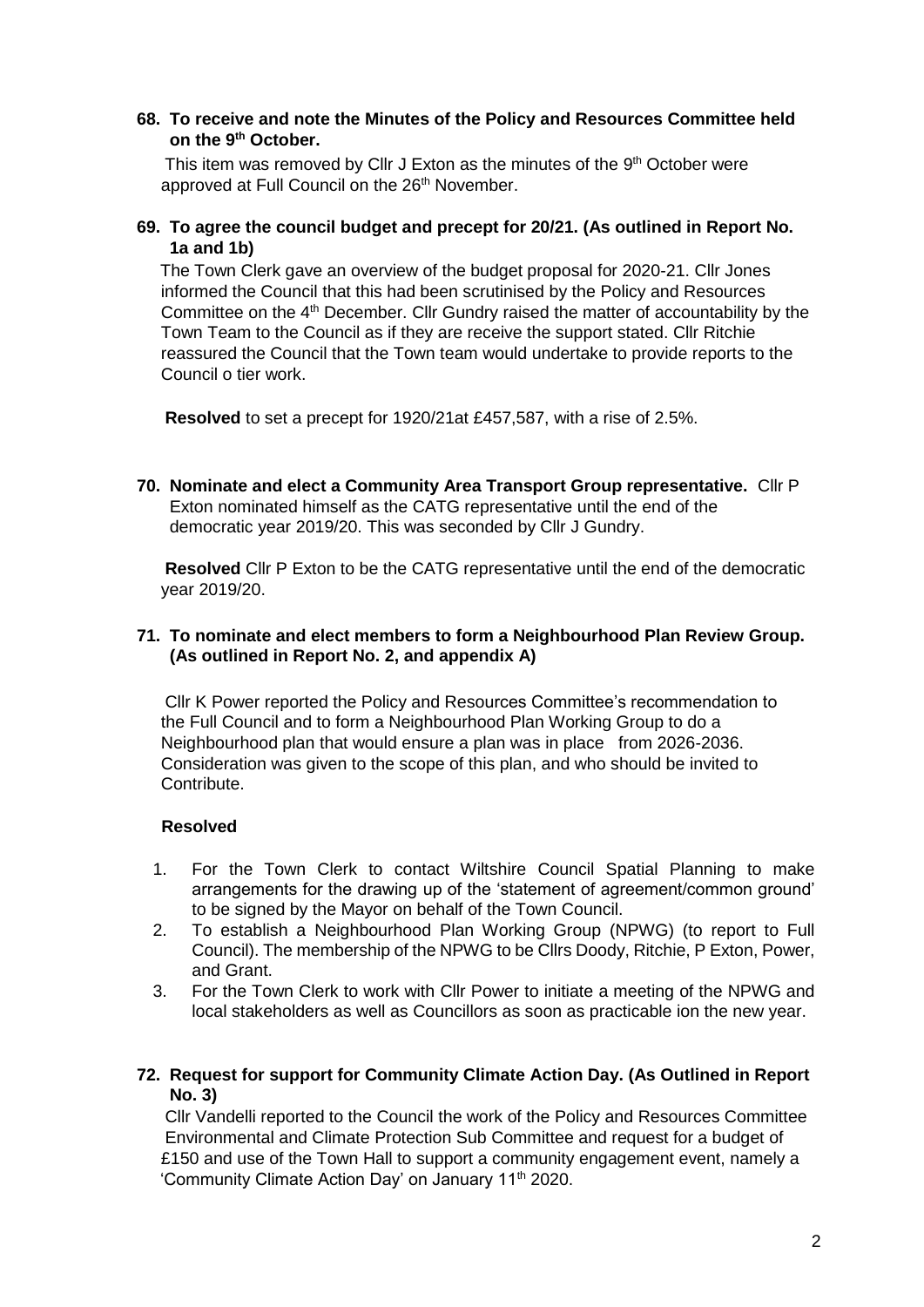**68. To receive and note the Minutes of the Policy and Resources Committee held on the 9th October.**

This item was removed by Cllr J Exton as the minutes of the 9th October were approved at Full Council on the 26th November.

**69. To agree the council budget and precept for 20/21. (As outlined in Report No. 1a and 1b)**

The Town Clerk gave an overview of the budget proposal for 2020-21. Cllr Jones informed the Council that this had been scrutinised by the Policy and Resources Committee on the 4th December. Cllr Gundry raised the matter of accountability by the Town Team to the Council as if they are receive the support stated. Cllr Ritchie reassured the Council that the Town team would undertake to provide reports to the Council o tier work.

**Resolved** to set a precept for 1920/21at £457,587, with a rise of 2.5%.

**70. Nominate and elect a Community Area Transport Group representative.** Cllr P Exton nominated himself as the CATG representative until the end of the democratic year 2019/20. This was seconded by Cllr J Gundry.

**Resolved** Cllr P Exton to be the CATG representative until the end of the democratic year 2019/20.

**71. To nominate and elect members to form a Neighbourhood Plan Review Group. (As outlined in Report No. 2, and appendix A)**

Cllr K Power reported the Policy and Resources Committee's recommendation to the Full Council and to form a Neighbourhood Plan Working Group to do a Neighbourhood plan that would ensure a plan was in place from 2026-2036. Consideration was given to the scope of this plan, and who should be invited to Contribute.

**Resolved**

1. For the Town Clerk to contact Wiltshire Council Spatial Planning to make arrangements for the drawing up of the 'statement of agreement/common ground' to be signed by the Mayor on behalf of the Town Council.
2. To establish a Neighbourhood Plan Working Group (NPWG) (to report to Full Council). The membership of the NPWG to be Cllrs Doody, Ritchie, P Exton, Power, and Grant.
3. For the Town Clerk to work with Cllr Power to initiate a meeting of the NPWG and local stakeholders as well as Councillors as soon as practicable ion the new year.

**72. Request for support for Community Climate Action Day. (As Outlined in Report No. 3)**

Cllr Vandelli reported to the Council the work of the Policy and Resources Committee Environmental and Climate Protection Sub Committee and request for a budget of £150 and use of the Town Hall to support a community engagement event, namely a 'Community Climate Action Day' on January 11th 2020.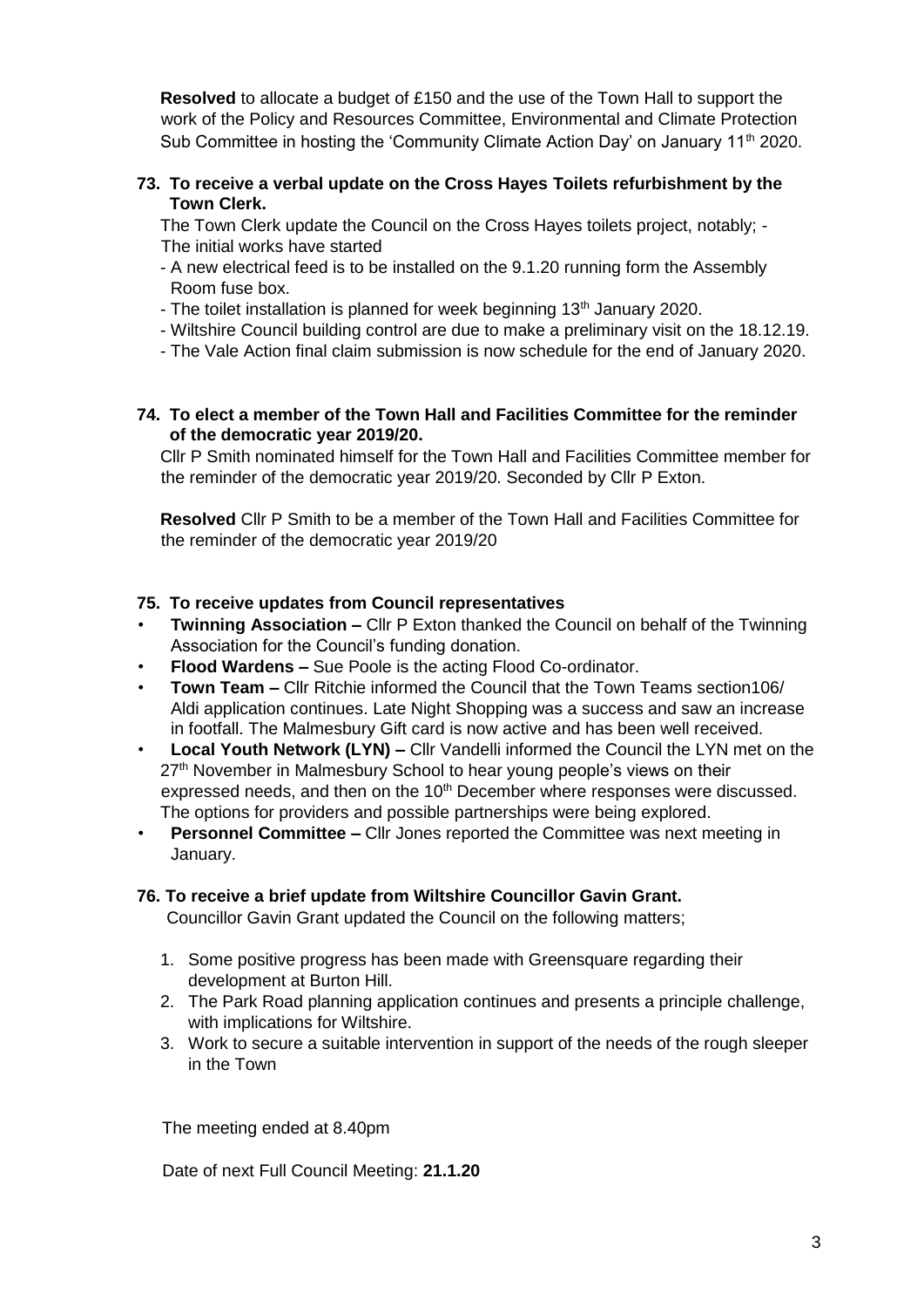**Resolved** to allocate a budget of £150 and the use of the Town Hall to support the work of the Policy and Resources Committee, Environmental and Climate Protection Sub Committee in hosting the 'Community Climate Action Day' on January 11th 2020.

**73. To receive a verbal update on the Cross Hayes Toilets refurbishment by the Town Clerk.**

The Town Clerk update the Council on the Cross Hayes toilets project, notably; - The initial works have started

- A new electrical feed is to be installed on the 9.1.20 running form the Assembly Room fuse box.
- The toilet installation is planned for week beginning 13th January 2020.
- Wiltshire Council building control are due to make a preliminary visit on the 18.12.19.
- The Vale Action final claim submission is now schedule for the end of January 2020.

**74. To elect a member of the Town Hall and Facilities Committee for the reminder of the democratic year 2019/20.**

Cllr P Smith nominated himself for the Town Hall and Facilities Committee member for the reminder of the democratic year 2019/20. Seconded by Cllr P Exton.

**Resolved** Cllr P Smith to be a member of the Town Hall and Facilities Committee for the reminder of the democratic year 2019/20

**75. To receive updates from Council representatives**

- **Twinning Association –** Cllr P Exton thanked the Council on behalf of the Twinning Association for the Council's funding donation.
- **Flood Wardens –** Sue Poole is the acting Flood Co-ordinator.
- **Town Team –** Cllr Ritchie informed the Council that the Town Teams section106/ Aldi application continues. Late Night Shopping was a success and saw an increase in footfall. The Malmesbury Gift card is now active and has been well received.
- **Local Youth Network (LYN) –** Cllr Vandelli informed the Council the LYN met on the 27th November in Malmesbury School to hear young people's views on their expressed needs, and then on the 10th December where responses were discussed. The options for providers and possible partnerships were being explored.
- **Personnel Committee –** Cllr Jones reported the Committee was next meeting in January.

**76. To receive a brief update from Wiltshire Councillor Gavin Grant.**

Councillor Gavin Grant updated the Council on the following matters;

1. Some positive progress has been made with Greensquare regarding their development at Burton Hill.
2. The Park Road planning application continues and presents a principle challenge, with implications for Wiltshire.
3. Work to secure a suitable intervention in support of the needs of the rough sleeper in the Town

The meeting ended at 8.40pm

Date of next Full Council Meeting: **21.1.20**